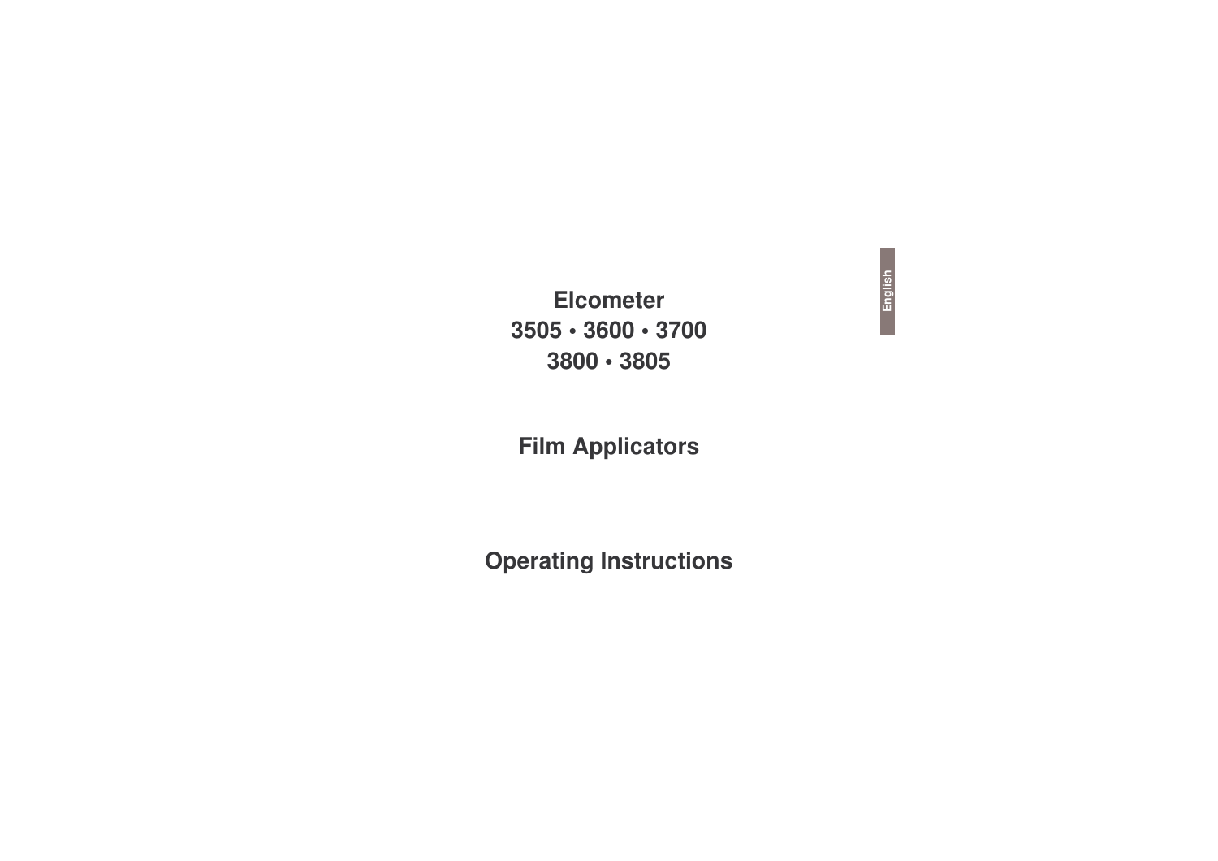# Elcometer
# 3505 • 3600 • 3700
# 3800 • 3805

## Film Applicators

## Operating Instructions

English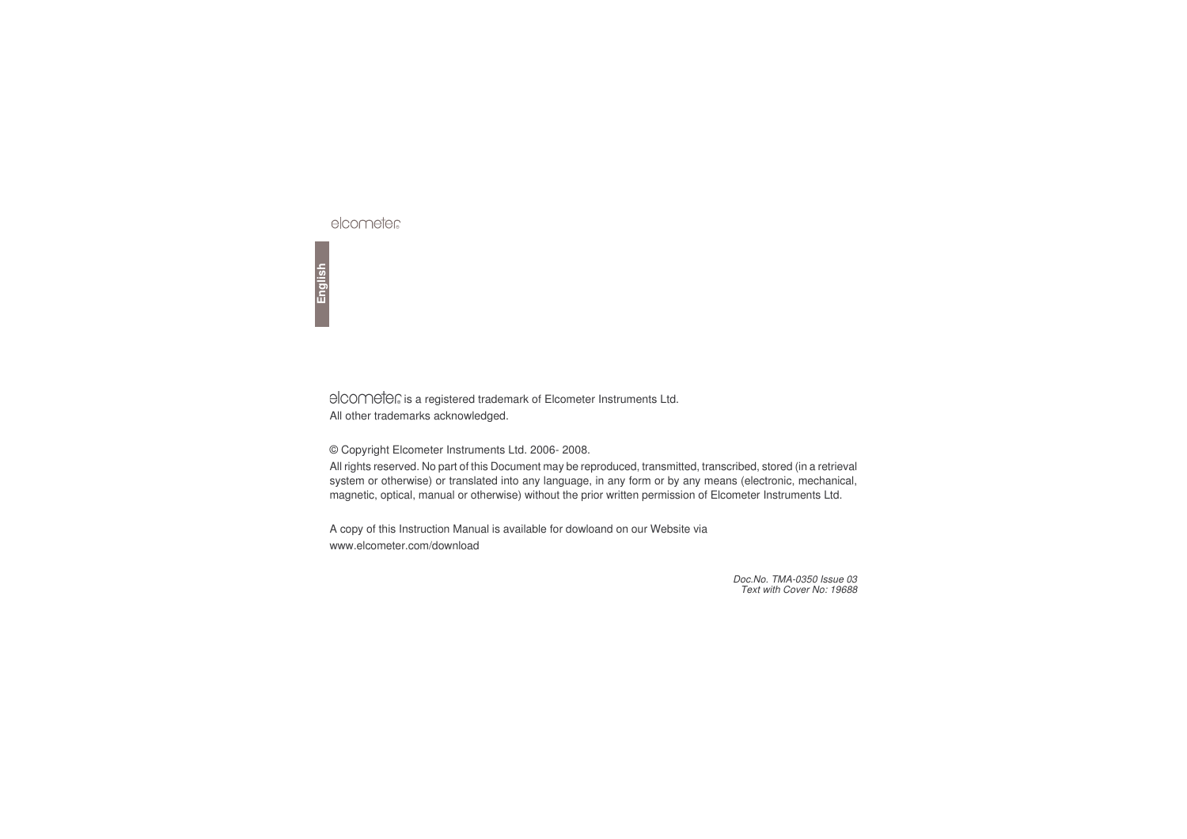elcometer

English

elcometer is a registered trademark of Elcometer Instruments Ltd.
All other trademarks acknowledged.

© Copyright Elcometer Instruments Ltd. 2006- 2008.

All rights reserved. No part of this Document may be reproduced, transmitted, transcribed, stored (in a retrieval system or otherwise) or translated into any language, in any form or by any means (electronic, mechanical, magnetic, optical, manual or otherwise) without the prior written permission of Elcometer Instruments Ltd.

A copy of this Instruction Manual is available for dowloand on our Website via
www.elcometer.com/download

*Doc.No. TMA-0350 Issue 03*
*Text with Cover No: 19688*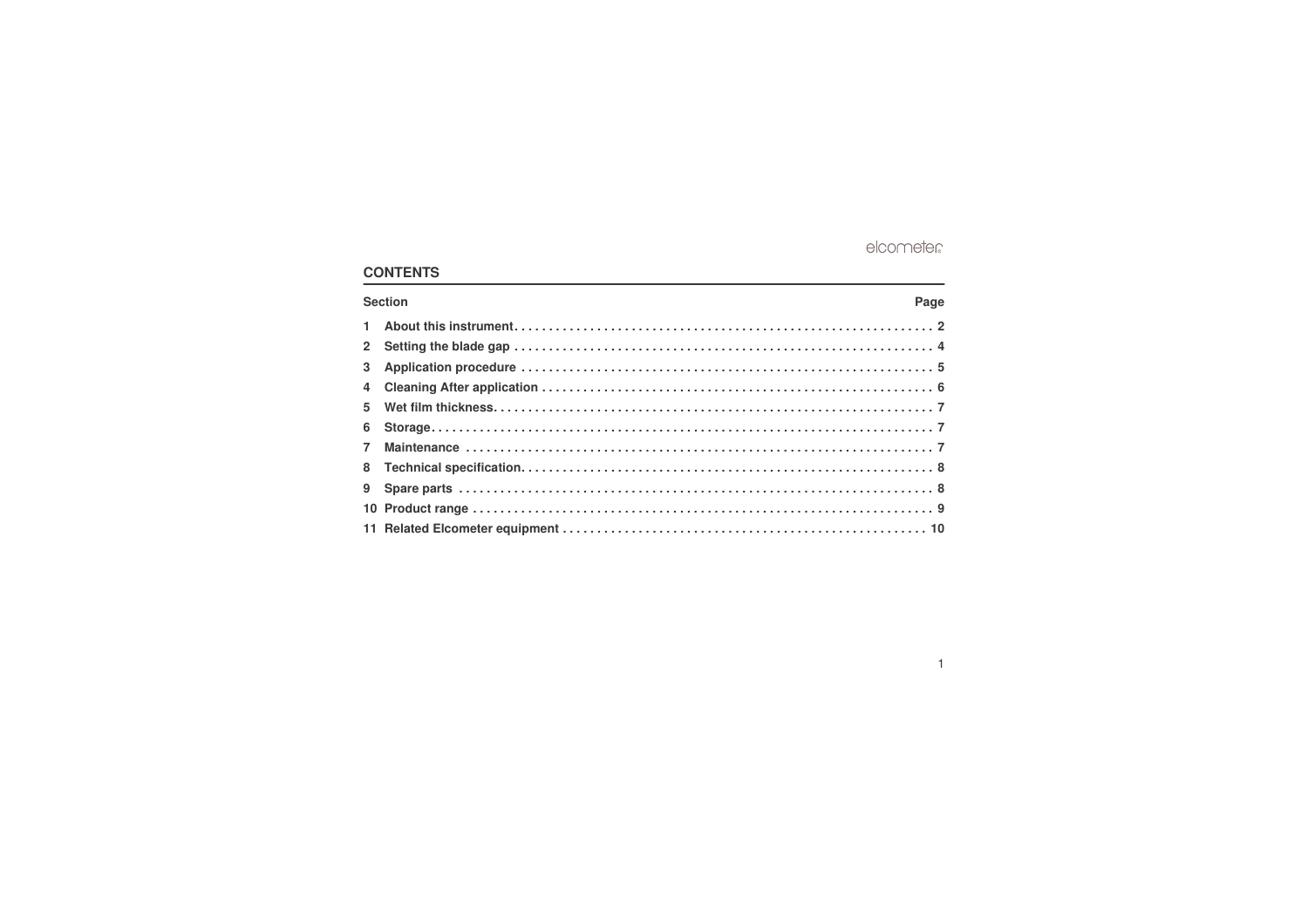## CONTENTS

| Section | | Page |
|---|---|---|
| 1 | About this instrument | 2 |
| 2 | Setting the blade gap | 4 |
| 3 | Application procedure | 5 |
| 4 | Cleaning After application | 6 |
| 5 | Wet film thickness | 7 |
| 6 | Storage | 7 |
| 7 | Maintenance | 7 |
| 8 | Technical specification | 8 |
| 9 | Spare parts | 8 |
| 10 | Product range | 9 |
| 11 | Related Elcometer equipment | 10 |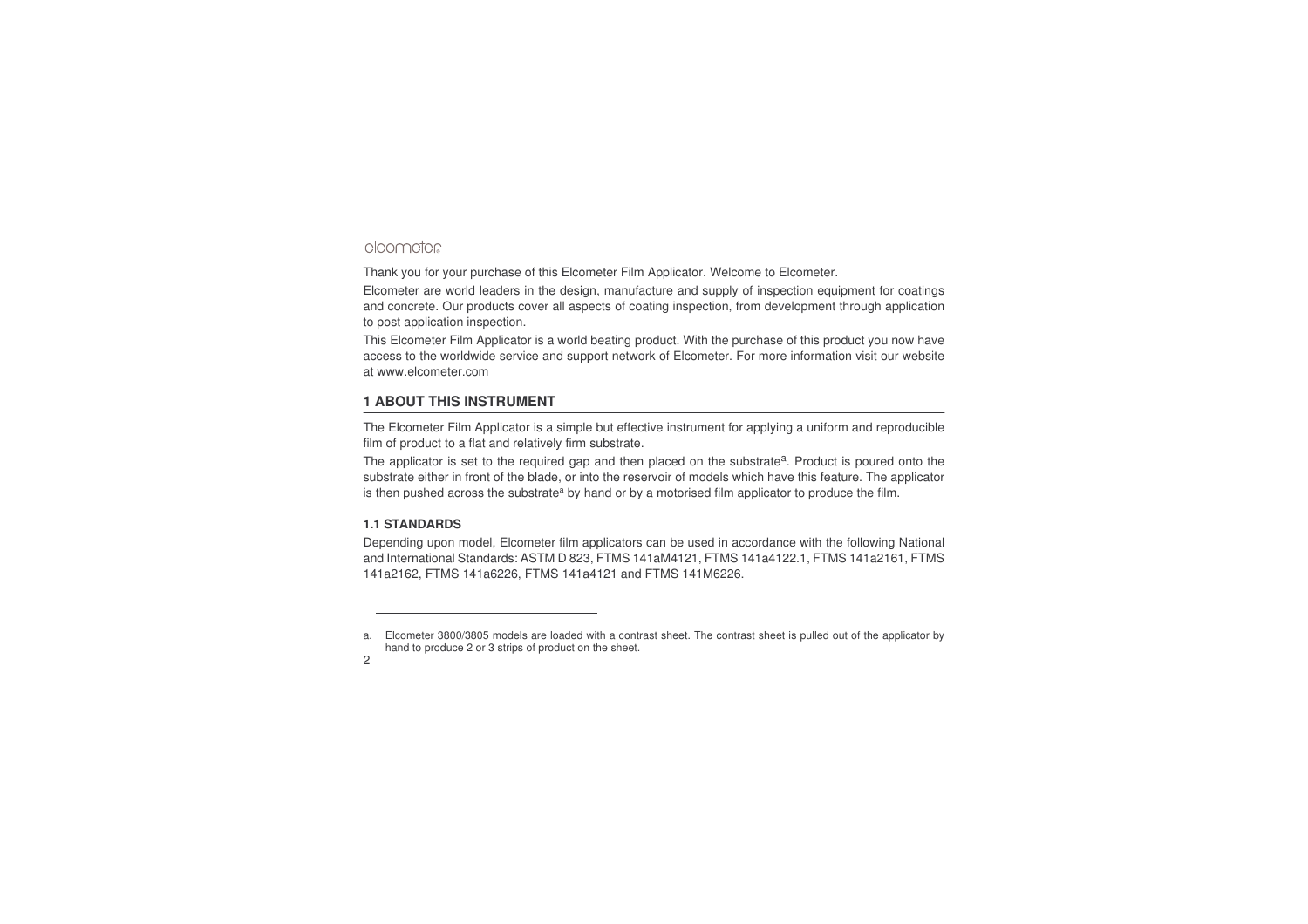elcometer

Thank you for your purchase of this Elcometer Film Applicator. Welcome to Elcometer.

Elcometer are world leaders in the design, manufacture and supply of inspection equipment for coatings and concrete. Our products cover all aspects of coating inspection, from development through application to post application inspection.

This Elcometer Film Applicator is a world beating product. With the purchase of this product you now have access to the worldwide service and support network of Elcometer. For more information visit our website at www.elcometer.com

## 1 ABOUT THIS INSTRUMENT

The Elcometer Film Applicator is a simple but effective instrument for applying a uniform and reproducible film of product to a flat and relatively firm substrate.

The applicator is set to the required gap and then placed on the substrate[a]. Product is poured onto the substrate either in front of the blade, or into the reservoir of models which have this feature. The applicator is then pushed across the substrate[a] by hand or by a motorised film applicator to produce the film.

### 1.1 STANDARDS

Depending upon model, Elcometer film applicators can be used in accordance with the following National and International Standards: ASTM D 823, FTMS 141aM4121, FTMS 141a4122.1, FTMS 141a2161, FTMS 141a2162, FTMS 141a6226, FTMS 141a4121 and FTMS 141M6226.

---

a. Elcometer 3800/3805 models are loaded with a contrast sheet. The contrast sheet is pulled out of the applicator by hand to produce 2 or 3 strips of product on the sheet.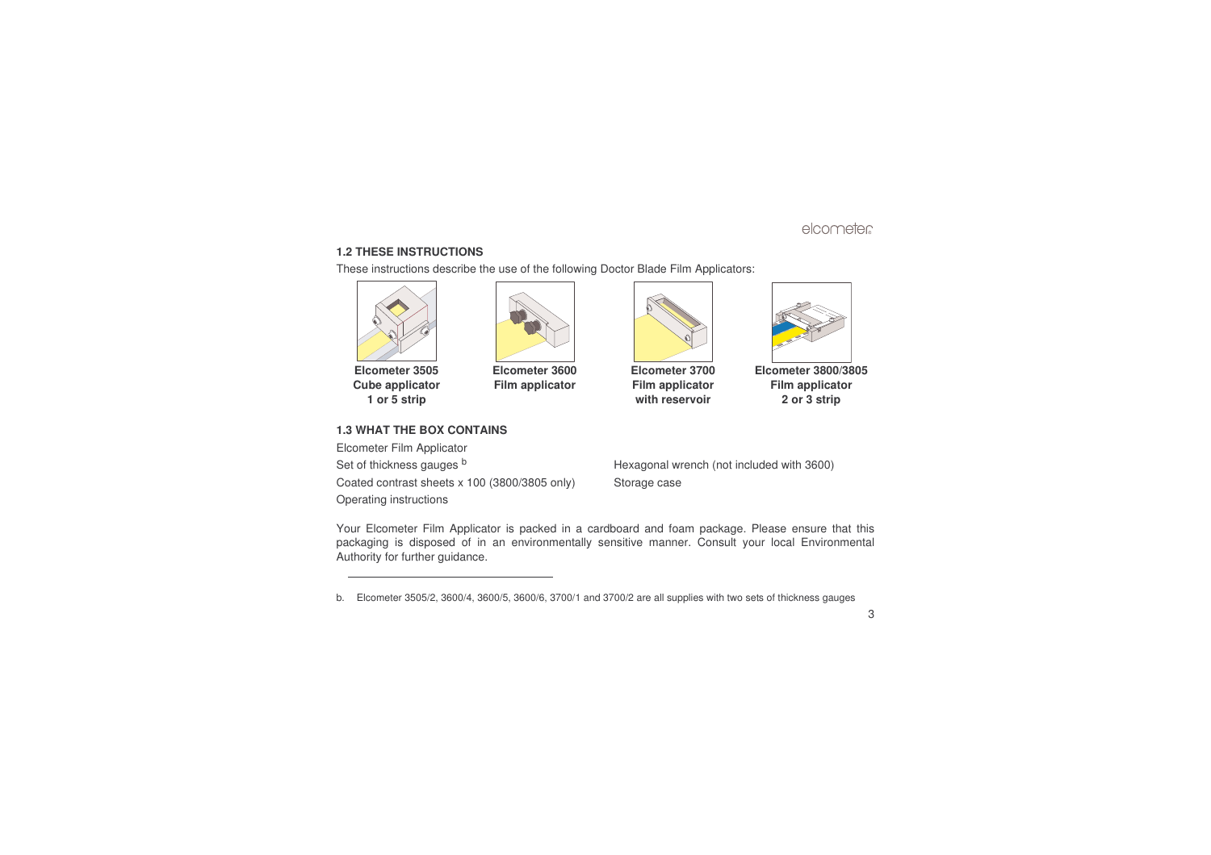## 1.2 THESE INSTRUCTIONS

These instructions describe the use of the following Doctor Blade Film Applicators:

**Elcometer 3505 Cube applicator 1 or 5 strip**

**Elcometer 3600 Film applicator**

**Elcometer 3700 Film applicator with reservoir**

**Elcometer 3800/3805 Film applicator 2 or 3 strip**

## 1.3 WHAT THE BOX CONTAINS

- Elcometer Film Applicator
- Set of thickness gauges [b]
- Coated contrast sheets x 100 (3800/3805 only)
- Operating instructions
- Hexagonal wrench (not included with 3600)
- Storage case

Your Elcometer Film Applicator is packed in a cardboard and foam package. Please ensure that this packaging is disposed of in an environmentally sensitive manner. Consult your local Environmental Authority for further guidance.

---

b. Elcometer 3505/2, 3600/4, 3600/5, 3600/6, 3700/1 and 3700/2 are all supplies with two sets of thickness gauges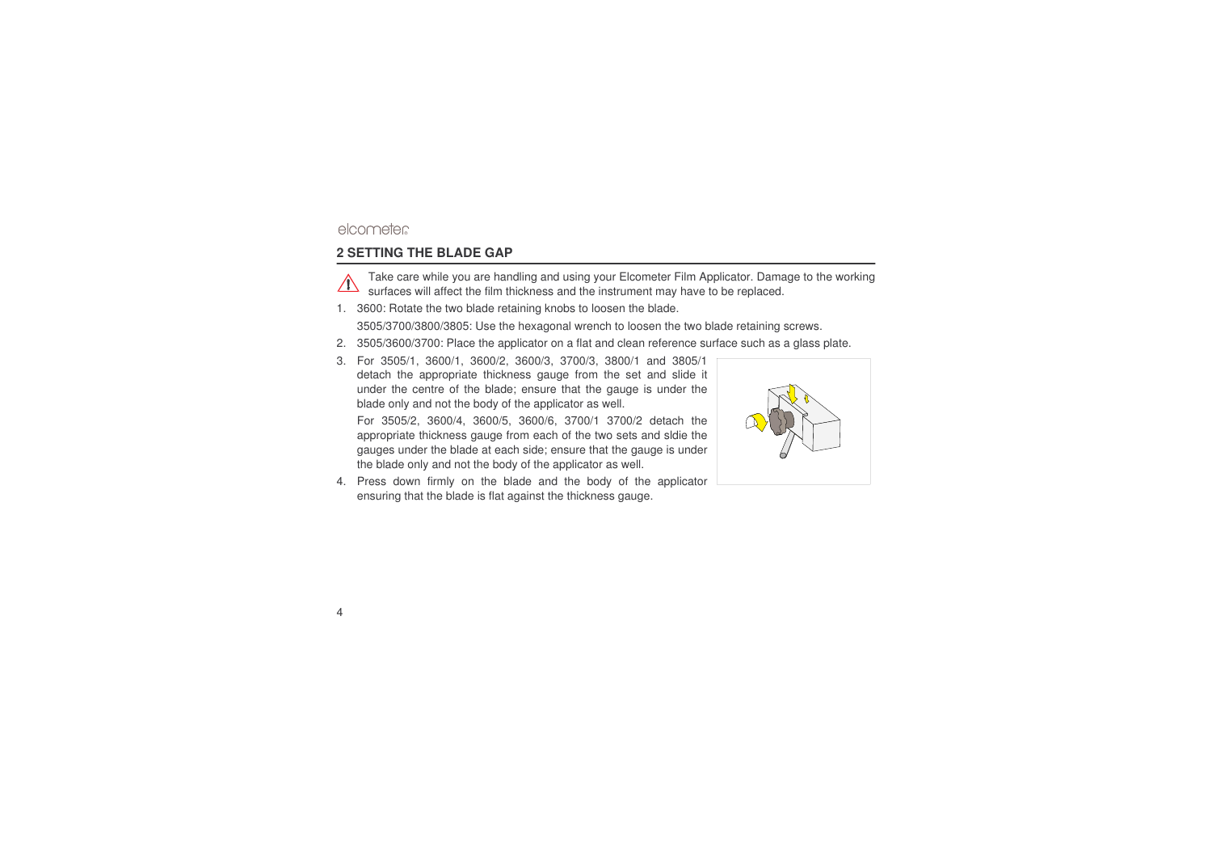## 2 SETTING THE BLADE GAP

⚠ Take care while you are handling and using your Elcometer Film Applicator. Damage to the working surfaces will affect the film thickness and the instrument may have to be replaced.

1. 3600: Rotate the two blade retaining knobs to loosen the blade.

   3505/3700/3800/3805: Use the hexagonal wrench to loosen the two blade retaining screws.
2. 3505/3600/3700: Place the applicator on a flat and clean reference surface such as a glass plate.
3. For 3505/1, 3600/1, 3600/2, 3600/3, 3700/3, 3800/1 and 3805/1 detach the appropriate thickness gauge from the set and slide it under the centre of the blade; ensure that the gauge is under the blade only and not the body of the applicator as well.

   For 3505/2, 3600/4, 3600/5, 3600/6, 3700/1 3700/2 detach the appropriate thickness gauge from each of the two sets and sldie the gauges under the blade at each side; ensure that the gauge is under the blade only and not the body of the applicator as well.
4. Press down firmly on the blade and the body of the applicator ensuring that the blade is flat against the thickness gauge.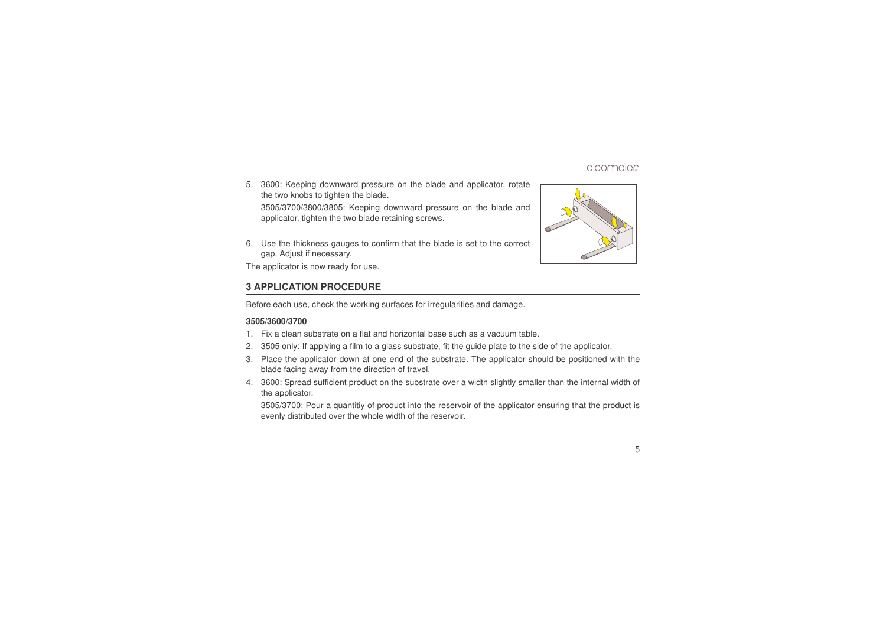5. 3600: Keeping downward pressure on the blade and applicator, rotate the two knobs to tighten the blade.

   3505/3700/3800/3805: Keeping downward pressure on the blade and applicator, tighten the two blade retaining screws.

6. Use the thickness gauges to confirm that the blade is set to the correct gap. Adjust if necessary.

The applicator is now ready for use.

## 3 APPLICATION PROCEDURE

Before each use, check the working surfaces for irregularities and damage.

**3505/3600/3700**

1. Fix a clean substrate on a flat and horizontal base such as a vacuum table.
2. 3505 only: If applying a film to a glass substrate, fit the guide plate to the side of the applicator.
3. Place the applicator down at one end of the substrate. The applicator should be positioned with the blade facing away from the direction of travel.
4. 3600: Spread sufficient product on the substrate over a width slightly smaller than the internal width of the applicator.

   3505/3700: Pour a quantitiy of product into the reservoir of the applicator ensuring that the product is evenly distributed over the whole width of the reservoir.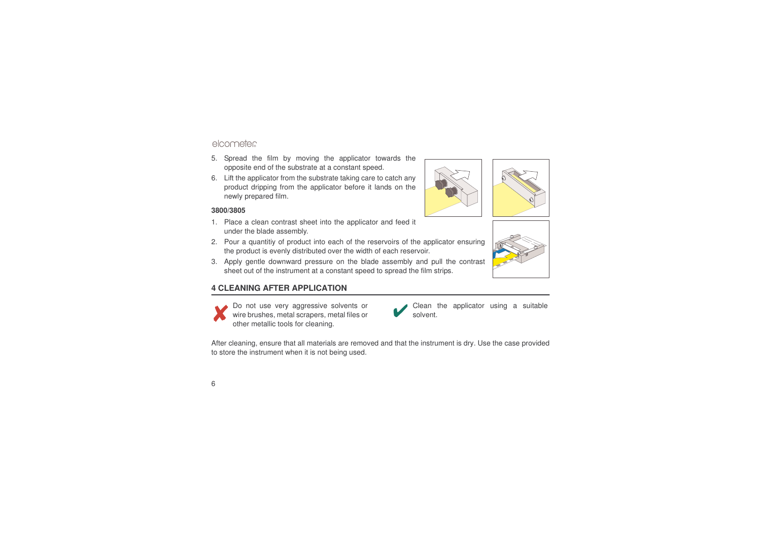5. Spread the film by moving the applicator towards the opposite end of the substrate at a constant speed.
6. Lift the applicator from the substrate taking care to catch any product dripping from the applicator before it lands on the newly prepared film.

**3800/3805**

1. Place a clean contrast sheet into the applicator and feed it under the blade assembly.
2. Pour a quantitiy of product into each of the reservoirs of the applicator ensuring the product is evenly distributed over the width of each reservoir.
3. Apply gentle downward pressure on the blade assembly and pull the contrast sheet out of the instrument at a constant speed to spread the film strips.

## 4 CLEANING AFTER APPLICATION

✘ Do not use very aggressive solvents or wire brushes, metal scrapers, metal files or other metallic tools for cleaning.

✔ Clean the applicator using a suitable solvent.

After cleaning, ensure that all materials are removed and that the instrument is dry. Use the case provided to store the instrument when it is not being used.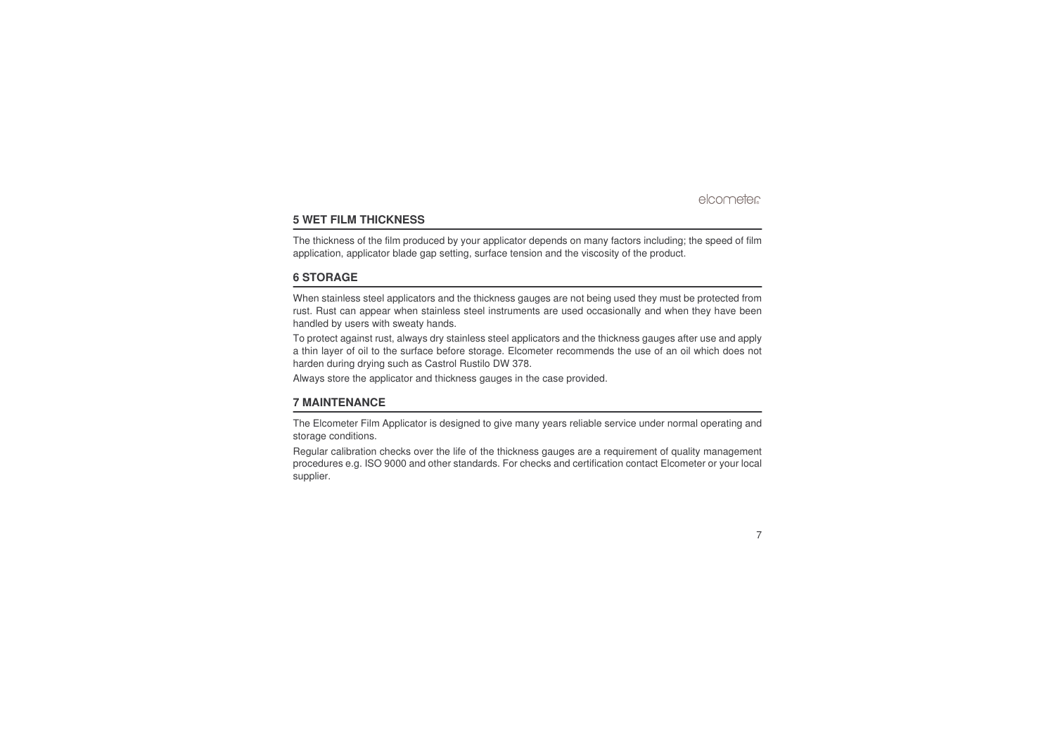## 5 WET FILM THICKNESS

The thickness of the film produced by your applicator depends on many factors including; the speed of film application, applicator blade gap setting, surface tension and the viscosity of the product.

## 6 STORAGE

When stainless steel applicators and the thickness gauges are not being used they must be protected from rust. Rust can appear when stainless steel instruments are used occasionally and when they have been handled by users with sweaty hands.

To protect against rust, always dry stainless steel applicators and the thickness gauges after use and apply a thin layer of oil to the surface before storage. Elcometer recommends the use of an oil which does not harden during drying such as Castrol Rustilo DW 378.

Always store the applicator and thickness gauges in the case provided.

## 7 MAINTENANCE

The Elcometer Film Applicator is designed to give many years reliable service under normal operating and storage conditions.

Regular calibration checks over the life of the thickness gauges are a requirement of quality management procedures e.g. ISO 9000 and other standards. For checks and certification contact Elcometer or your local supplier.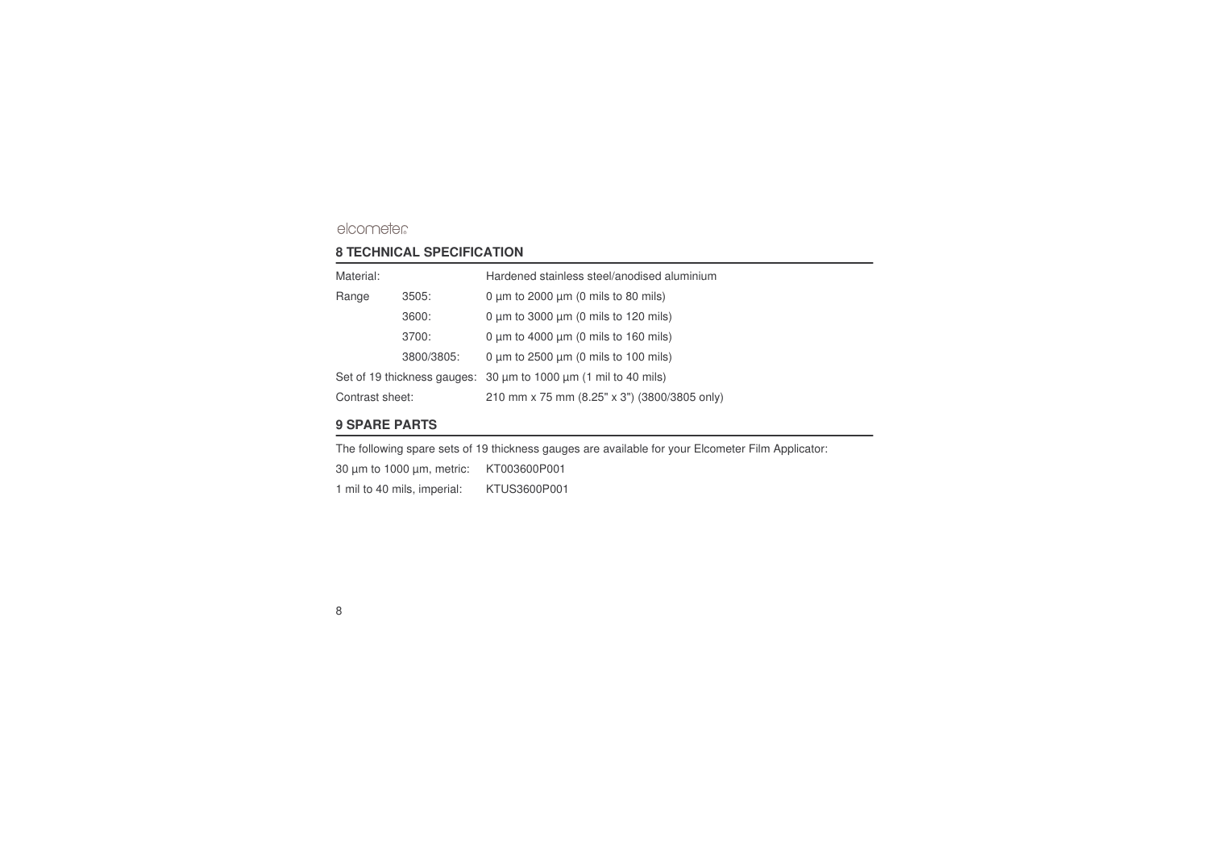## 8 TECHNICAL SPECIFICATION

| | | |
|---|---|---|
| Material: | | Hardened stainless steel/anodised aluminium |
| Range | 3505: | 0 µm to 2000 µm (0 mils to 80 mils) |
| | 3600: | 0 µm to 3000 µm (0 mils to 120 mils) |
| | 3700: | 0 µm to 4000 µm (0 mils to 160 mils) |
| | 3800/3805: | 0 µm to 2500 µm (0 mils to 100 mils) |
| Set of 19 thickness gauges: | | 30 µm to 1000 µm (1 mil to 40 mils) |
| Contrast sheet: | | 210 mm x 75 mm (8.25" x 3") (3800/3805 only) |

## 9 SPARE PARTS

The following spare sets of 19 thickness gauges are available for your Elcometer Film Applicator:

| | |
|---|---|
| 30 µm to 1000 µm, metric: | KT003600P001 |
| 1 mil to 40 mils, imperial: | KTUS3600P001 |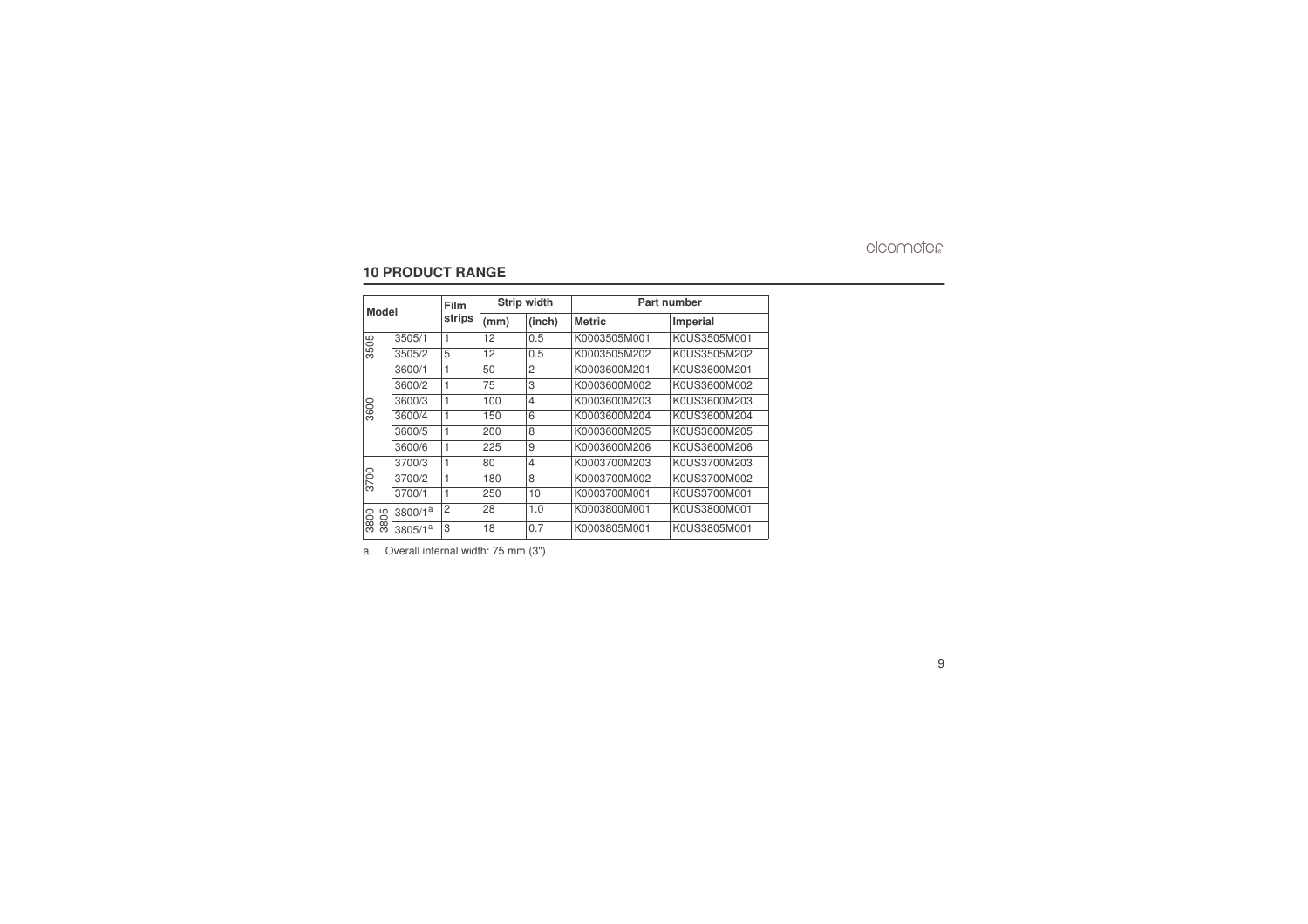## 10 PRODUCT RANGE

| Model | | Film strips | Strip width | | Part number | |
|---|---|---|---|---|---|---|
| | | | (mm) | (inch) | Metric | Imperial |
| 3505 | 3505/1 | 1 | 12 | 0.5 | K0003505M001 | K0US3505M001 |
| | 3505/2 | 5 | 12 | 0.5 | K0003505M202 | K0US3505M202 |
| 3600 | 3600/1 | 1 | 50 | 2 | K0003600M201 | K0US3600M201 |
| | 3600/2 | 1 | 75 | 3 | K0003600M002 | K0US3600M002 |
| | 3600/3 | 1 | 100 | 4 | K0003600M203 | K0US3600M203 |
| | 3600/4 | 1 | 150 | 6 | K0003600M204 | K0US3600M204 |
| | 3600/5 | 1 | 200 | 8 | K0003600M205 | K0US3600M205 |
| | 3600/6 | 1 | 225 | 9 | K0003600M206 | K0US3600M206 |
| 3700 | 3700/3 | 1 | 80 | 4 | K0003700M203 | K0US3700M203 |
| | 3700/2 | 1 | 180 | 8 | K0003700M002 | K0US3700M002 |
| | 3700/1 | 1 | 250 | 10 | K0003700M001 | K0US3700M001 |
| 3800 | 3800/1[a] | 2 | 28 | 1.0 | K0003800M001 | K0US3800M001 |
| 3805 | 3805/1[a] | 3 | 18 | 0.7 | K0003805M001 | K0US3805M001 |

a. Overall internal width: 75 mm (3")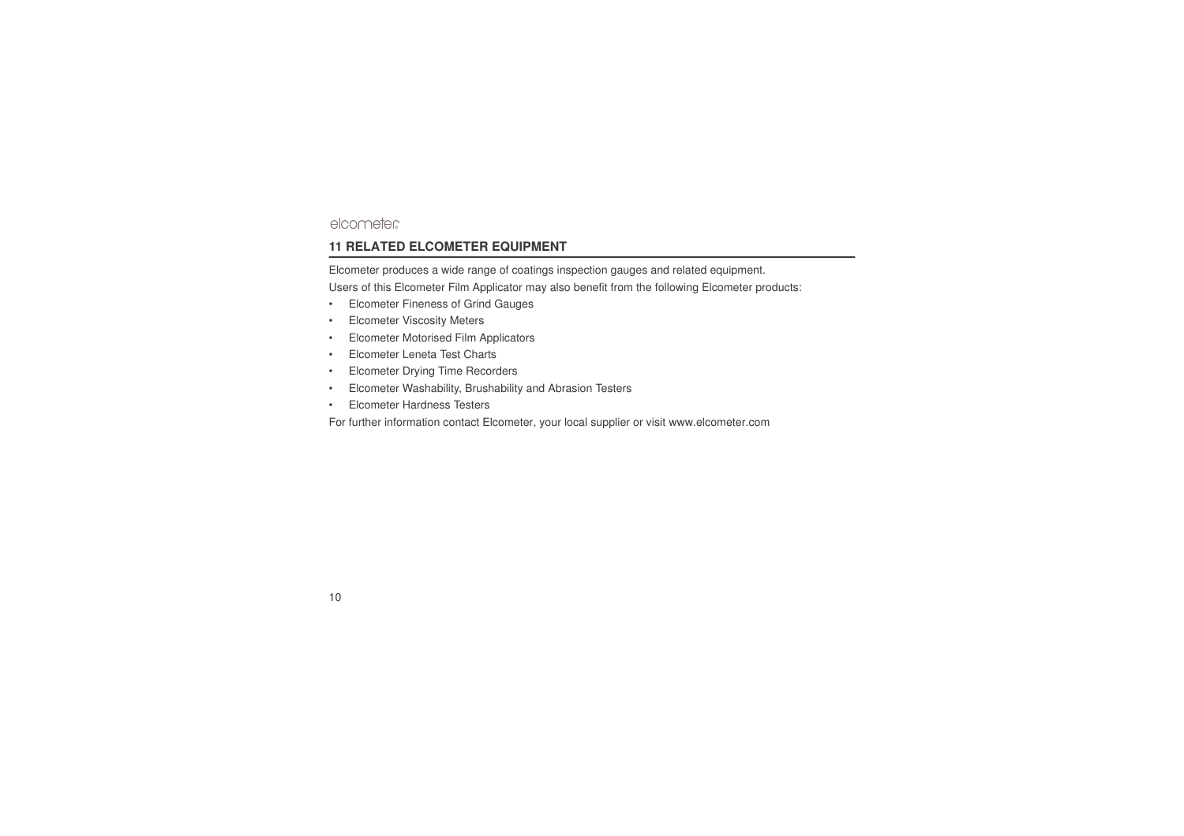## 11 RELATED ELCOMETER EQUIPMENT

Elcometer produces a wide range of coatings inspection gauges and related equipment.

Users of this Elcometer Film Applicator may also benefit from the following Elcometer products:

- Elcometer Fineness of Grind Gauges
- Elcometer Viscosity Meters
- Elcometer Motorised Film Applicators
- Elcometer Leneta Test Charts
- Elcometer Drying Time Recorders
- Elcometer Washability, Brushability and Abrasion Testers
- Elcometer Hardness Testers

For further information contact Elcometer, your local supplier or visit www.elcometer.com